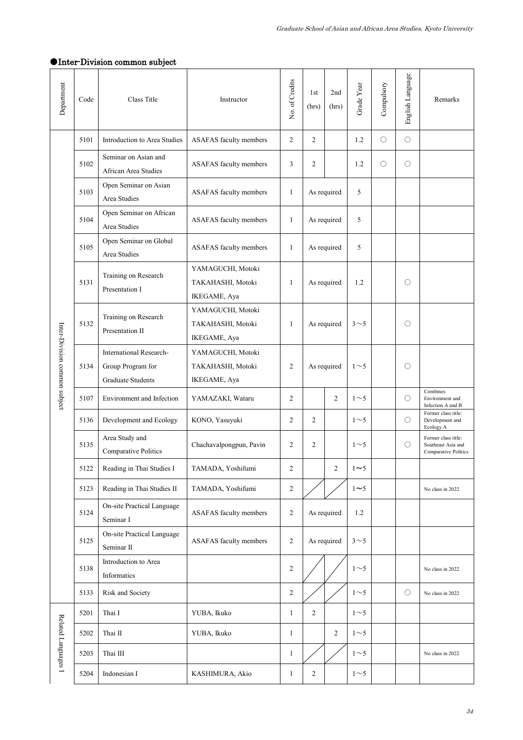## ●Inter-Division common subject

| Department | Code | Class Title | Instructor | No. of Credits | 1st (hrs) | 2nd (hrs) | Grade Year | Compulsory | English Language | Remarks |
|---|---|---|---|---|---|---|---|---|---|---|
| Inter-Division common subject | 5101 | Introduction to Area Studies | ASAFAS faculty members | 2 | 2 | | 1.2 | ○ | ○ | |
| | 5102 | Seminar on Asian and African Area Studies | ASAFAS faculty members | 3 | 2 | | 1.2 | ○ | ○ | |
| | 5103 | Open Seminar on Asian Area Studies | ASAFAS faculty members | 1 | As required | | 5 | | | |
| | 5104 | Open Seminar on African Area Studies | ASAFAS faculty members | 1 | As required | | 5 | | | |
| | 5105 | Open Seminar on Global Area Studies | ASAFAS faculty members | 1 | As required | | 5 | | | |
| | 5131 | Training on Research Presentation I | YAMAGUCHI, Motoki<br>TAKAHASHI, Motoki<br>IKEGAME, Aya | 1 | As required | | 1.2 | | ○ | |
| | 5132 | Training on Research Presentation II | YAMAGUCHI, Motoki<br>TAKAHASHI, Motoki<br>IKEGAME, Aya | 1 | As required | | 3～5 | | ○ | |
| | 5134 | International Research-Group Program for Graduate Students | YAMAGUCHI, Motoki<br>TAKAHASHI, Motoki<br>IKEGAME, Aya | 2 | As required | | 1～5 | | ○ | |
| | 5107 | Environment and Infection | YAMAZAKI, Wataru | 2 | | 2 | 1～5 | | ○ | Combines Environment and Infection A and B |
| | 5136 | Development and Ecology | KONO, Yasuyuki | 2 | 2 | | 1～5 | | ○ | Former class title: Development and Ecology A |
| | 5135 | Area Study and Comparative Politics | Chachavalpongpun, Pavin | 2 | 2 | | 1～5 | | ○ | Former class title: Southeast Asia and Comparative Politics |
| | 5122 | Reading in Thai Studies I | TAMADA, Yoshifumi | 2 | | 2 | 1～5 | | | |
| | 5123 | Reading in Thai Studies II | TAMADA, Yoshifumi | 2 | | | 1～5 | | | No class in 2022 |
| | 5124 | On-site Practical Language Seminar I | ASAFAS faculty members | 2 | As required | | 1.2 | | | |
| | 5125 | On-site Practical Language Seminar II | ASAFAS faculty members | 2 | As required | | 3～5 | | | |
| | 5138 | Introduction to Area Informatics | | 2 | | | 1～5 | | | No class in 2022 |
| | 5133 | Risk and Society | | 2 | | | 1～5 | | ○ | No class in 2022 |
| Related Languages I | 5201 | Thai I | YUBA, Ikuko | 1 | 2 | | 1～5 | | | |
| | 5202 | Thai II | YUBA, Ikuko | 1 | | 2 | 1～5 | | | |
| | 5203 | Thai III | | 1 | | | 1～5 | | | No class in 2022 |
| | 5204 | Indonesian I | KASHIMURA, Akio | 1 | 2 | | 1～5 | | | |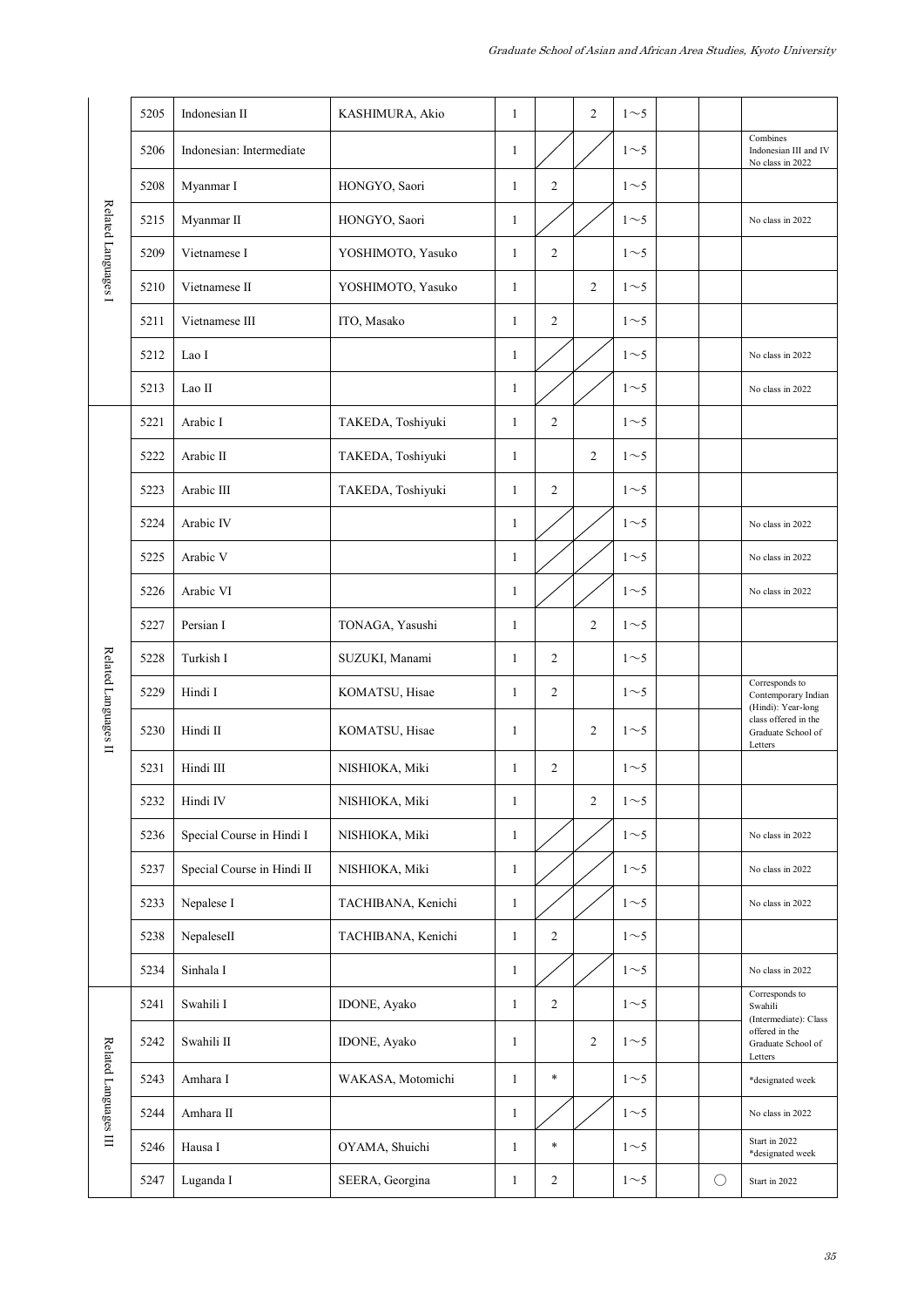| | | | | | | | | | | |
|---|---|---|---|---|---|---|---|---|---|---|
| Related Languages I | 5205 | Indonesian II | KASHIMURA, Akio | 1 | | 2 | 1～5 | | | |
| | 5206 | Indonesian: Intermediate | | 1 | | | 1～5 | | | Combines Indonesian III and IV No class in 2022 |
| | 5208 | Myanmar I | HONGYO, Saori | 1 | 2 | | 1～5 | | | |
| | 5215 | Myanmar II | HONGYO, Saori | 1 | | | 1～5 | | | No class in 2022 |
| | 5209 | Vietnamese I | YOSHIMOTO, Yasuko | 1 | 2 | | 1～5 | | | |
| | 5210 | Vietnamese II | YOSHIMOTO, Yasuko | 1 | | 2 | 1～5 | | | |
| | 5211 | Vietnamese III | ITO, Masako | 1 | 2 | | 1～5 | | | |
| | 5212 | Lao I | | 1 | | | 1～5 | | | No class in 2022 |
| | 5213 | Lao II | | 1 | | | 1～5 | | | No class in 2022 |
| Related Languages II | 5221 | Arabic I | TAKEDA, Toshiyuki | 1 | 2 | | 1～5 | | | |
| | 5222 | Arabic II | TAKEDA, Toshiyuki | 1 | | 2 | 1～5 | | | |
| | 5223 | Arabic III | TAKEDA, Toshiyuki | 1 | 2 | | 1～5 | | | |
| | 5224 | Arabic IV | | 1 | | | 1～5 | | | No class in 2022 |
| | 5225 | Arabic V | | 1 | | | 1～5 | | | No class in 2022 |
| | 5226 | Arabic VI | | 1 | | | 1～5 | | | No class in 2022 |
| | 5227 | Persian I | TONAGA, Yasushi | 1 | | 2 | 1～5 | | | |
| | 5228 | Turkish I | SUZUKI, Manami | 1 | 2 | | 1～5 | | | |
| | 5229 | Hindi I | KOMATSU, Hisae | 1 | 2 | | 1～5 | | | Corresponds to Contemporary Indian (Hindi): Year-long class offered in the Graduate School of Letters |
| | 5230 | Hindi II | KOMATSU, Hisae | 1 | | 2 | 1～5 | | | |
| | 5231 | Hindi III | NISHIOKA, Miki | 1 | 2 | | 1～5 | | | |
| | 5232 | Hindi IV | NISHIOKA, Miki | 1 | | 2 | 1～5 | | | |
| | 5236 | Special Course in Hindi I | NISHIOKA, Miki | 1 | | | 1～5 | | | No class in 2022 |
| | 5237 | Special Course in Hindi II | NISHIOKA, Miki | 1 | | | 1～5 | | | No class in 2022 |
| | 5233 | Nepalese I | TACHIBANA, Kenichi | 1 | | | 1～5 | | | No class in 2022 |
| | 5238 | NepaleseII | TACHIBANA, Kenichi | 1 | 2 | | 1～5 | | | |
| | 5234 | Sinhala I | | 1 | | | 1～5 | | | No class in 2022 |
| Related Languages III | 5241 | Swahili I | IDONE, Ayako | 1 | 2 | | 1～5 | | | Corresponds to Swahili (Intermediate): Class offered in the Graduate School of Letters |
| | 5242 | Swahili II | IDONE, Ayako | 1 | | 2 | 1～5 | | | |
| | 5243 | Amhara I | WAKASA, Motomichi | 1 | * | | 1～5 | | | *designated week |
| | 5244 | Amhara II | | 1 | | | 1～5 | | | No class in 2022 |
| | 5246 | Hausa I | OYAMA, Shuichi | 1 | * | | 1～5 | | | Start in 2022 *designated week |
| | 5247 | Luganda I | SEERA, Georgina | 1 | 2 | | 1～5 | | ○ | Start in 2022 |